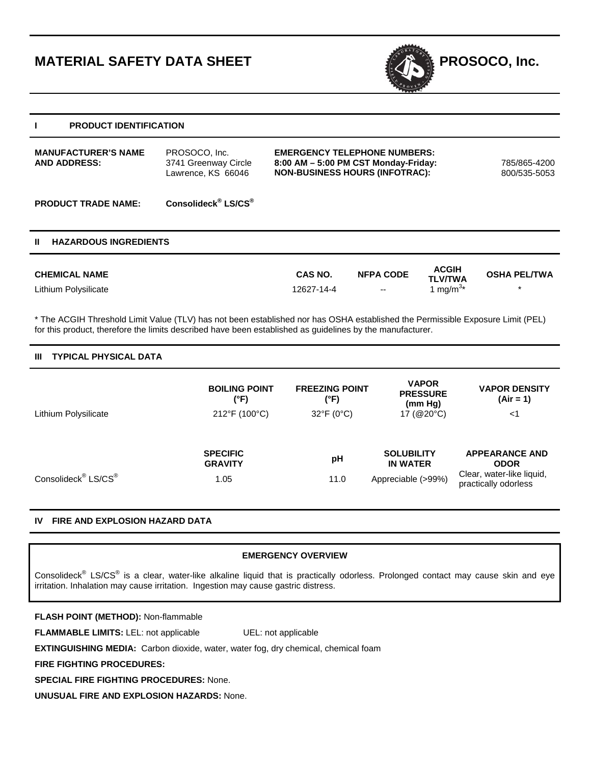# MATERIAL SAFETY DATA SHEET

**PROSOCO, Inc.**

## I PRODUCT IDENTIFICATION

**MANUFACTURER'S NAME AND ADDRESS:** PROSOCO, Inc.
3741 Greenway Circle
Lawrence, KS 66046

**EMERGENCY TELEPHONE NUMBERS:**
**8:00 AM – 5:00 PM CST Monday-Friday:** 785/865-4200
**NON-BUSINESS HOURS (INFOTRAC):** 800/535-5053

**PRODUCT TRADE NAME:** **Consolideck® LS/CS®**

## II HAZARDOUS INGREDIENTS

| CHEMICAL NAME | CAS NO. | NFPA CODE | ACGIH TLV/TWA | OSHA PEL/TWA |
|---|---|---|---|---|
| Lithium Polysilicate | 12627-14-4 | -- | 1 $mg/m^3$* | * |

* The ACGIH Threshold Limit Value (TLV) has not been established nor has OSHA established the Permissible Exposure Limit (PEL) for this product, therefore the limits described have been established as guidelines by the manufacturer.

## III TYPICAL PHYSICAL DATA

| | BOILING POINT (°F) | FREEZING POINT (°F) | VAPOR PRESSURE (mm Hg) | VAPOR DENSITY (Air = 1) |
|---|---|---|---|---|
| Lithium Polysilicate | 212°F (100°C) | 32°F (0°C) | 17 (@20°C) | <1 |

| | SPECIFIC GRAVITY | pH | SOLUBILITY IN WATER | APPEARANCE AND ODOR |
|---|---|---|---|---|
| Consolideck® LS/CS® | 1.05 | 11.0 | Appreciable (>99%) | Clear, water-like liquid, practically odorless |

## IV FIRE AND EXPLOSION HAZARD DATA

**EMERGENCY OVERVIEW**

Consolideck® LS/CS® is a clear, water-like alkaline liquid that is practically odorless. Prolonged contact may cause skin and eye irritation. Inhalation may cause irritation. Ingestion may cause gastric distress.

**FLASH POINT (METHOD):** Non-flammable

**FLAMMABLE LIMITS:** LEL: not applicable UEL: not applicable

**EXTINGUISHING MEDIA:** Carbon dioxide, water, water fog, dry chemical, chemical foam

**FIRE FIGHTING PROCEDURES:**

**SPECIAL FIRE FIGHTING PROCEDURES:** None.

**UNUSUAL FIRE AND EXPLOSION HAZARDS:** None.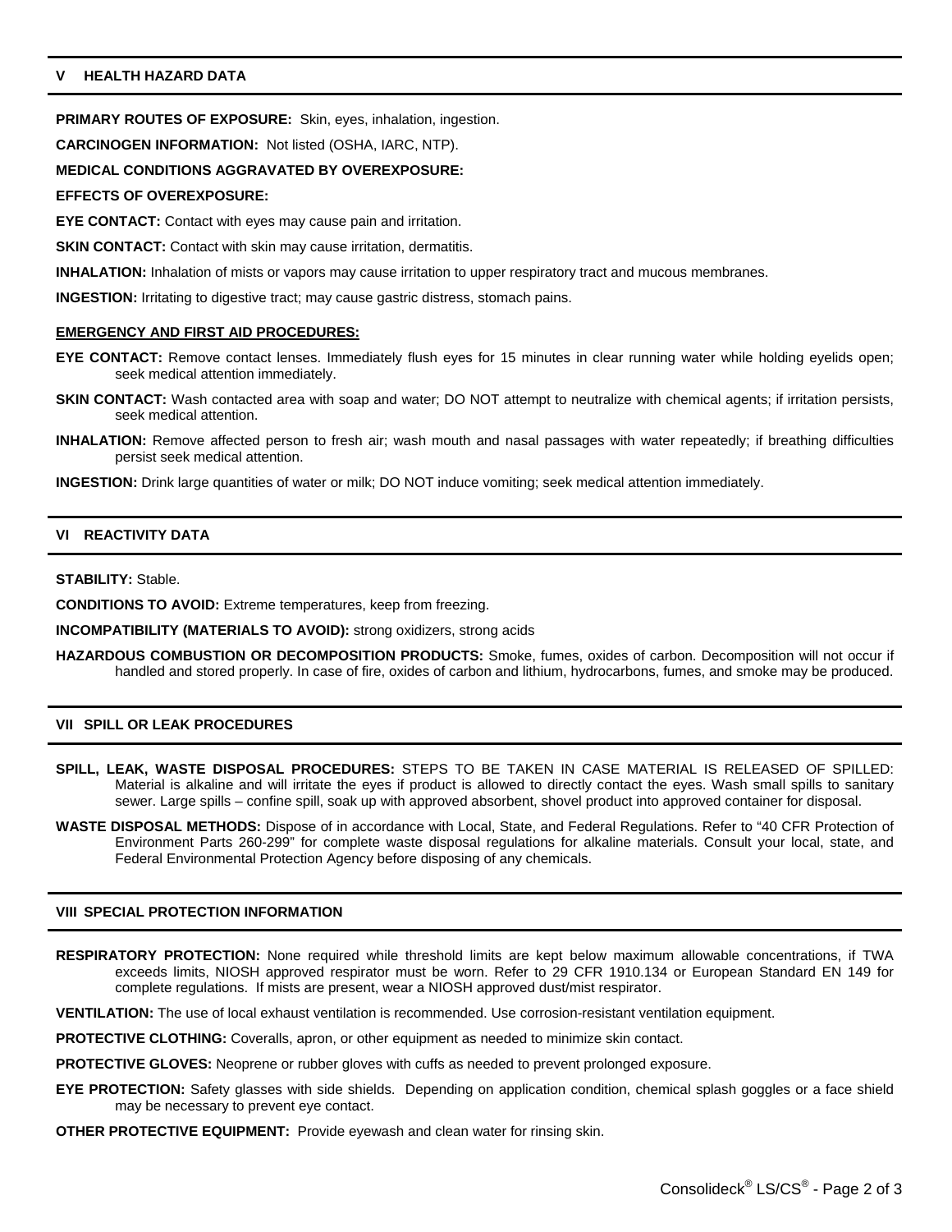## V HEALTH HAZARD DATA

**PRIMARY ROUTES OF EXPOSURE:** Skin, eyes, inhalation, ingestion.

**CARCINOGEN INFORMATION:** Not listed (OSHA, IARC, NTP).

**MEDICAL CONDITIONS AGGRAVATED BY OVEREXPOSURE:**

**EFFECTS OF OVEREXPOSURE:**

**EYE CONTACT:** Contact with eyes may cause pain and irritation.

**SKIN CONTACT:** Contact with skin may cause irritation, dermatitis.

**INHALATION:** Inhalation of mists or vapors may cause irritation to upper respiratory tract and mucous membranes.

**INGESTION:** Irritating to digestive tract; may cause gastric distress, stomach pains.

**EMERGENCY AND FIRST AID PROCEDURES:**

**EYE CONTACT:** Remove contact lenses. Immediately flush eyes for 15 minutes in clear running water while holding eyelids open; seek medical attention immediately.

**SKIN CONTACT:** Wash contacted area with soap and water; DO NOT attempt to neutralize with chemical agents; if irritation persists, seek medical attention.

**INHALATION:** Remove affected person to fresh air; wash mouth and nasal passages with water repeatedly; if breathing difficulties persist seek medical attention.

**INGESTION:** Drink large quantities of water or milk; DO NOT induce vomiting; seek medical attention immediately.

## VI REACTIVITY DATA

**STABILITY:** Stable.

**CONDITIONS TO AVOID:** Extreme temperatures, keep from freezing.

**INCOMPATIBILITY (MATERIALS TO AVOID):** strong oxidizers, strong acids

**HAZARDOUS COMBUSTION OR DECOMPOSITION PRODUCTS:** Smoke, fumes, oxides of carbon. Decomposition will not occur if handled and stored properly. In case of fire, oxides of carbon and lithium, hydrocarbons, fumes, and smoke may be produced.

## VII SPILL OR LEAK PROCEDURES

**SPILL, LEAK, WASTE DISPOSAL PROCEDURES:** STEPS TO BE TAKEN IN CASE MATERIAL IS RELEASED OF SPILLED: Material is alkaline and will irritate the eyes if product is allowed to directly contact the eyes. Wash small spills to sanitary sewer. Large spills – confine spill, soak up with approved absorbent, shovel product into approved container for disposal.

**WASTE DISPOSAL METHODS:** Dispose of in accordance with Local, State, and Federal Regulations. Refer to "40 CFR Protection of Environment Parts 260-299" for complete waste disposal regulations for alkaline materials. Consult your local, state, and Federal Environmental Protection Agency before disposing of any chemicals.

## VIII SPECIAL PROTECTION INFORMATION

**RESPIRATORY PROTECTION:** None required while threshold limits are kept below maximum allowable concentrations, if TWA exceeds limits, NIOSH approved respirator must be worn. Refer to 29 CFR 1910.134 or European Standard EN 149 for complete regulations. If mists are present, wear a NIOSH approved dust/mist respirator.

**VENTILATION:** The use of local exhaust ventilation is recommended. Use corrosion-resistant ventilation equipment.

**PROTECTIVE CLOTHING:** Coveralls, apron, or other equipment as needed to minimize skin contact.

**PROTECTIVE GLOVES:** Neoprene or rubber gloves with cuffs as needed to prevent prolonged exposure.

**EYE PROTECTION:** Safety glasses with side shields. Depending on application condition, chemical splash goggles or a face shield may be necessary to prevent eye contact.

**OTHER PROTECTIVE EQUIPMENT:** Provide eyewash and clean water for rinsing skin.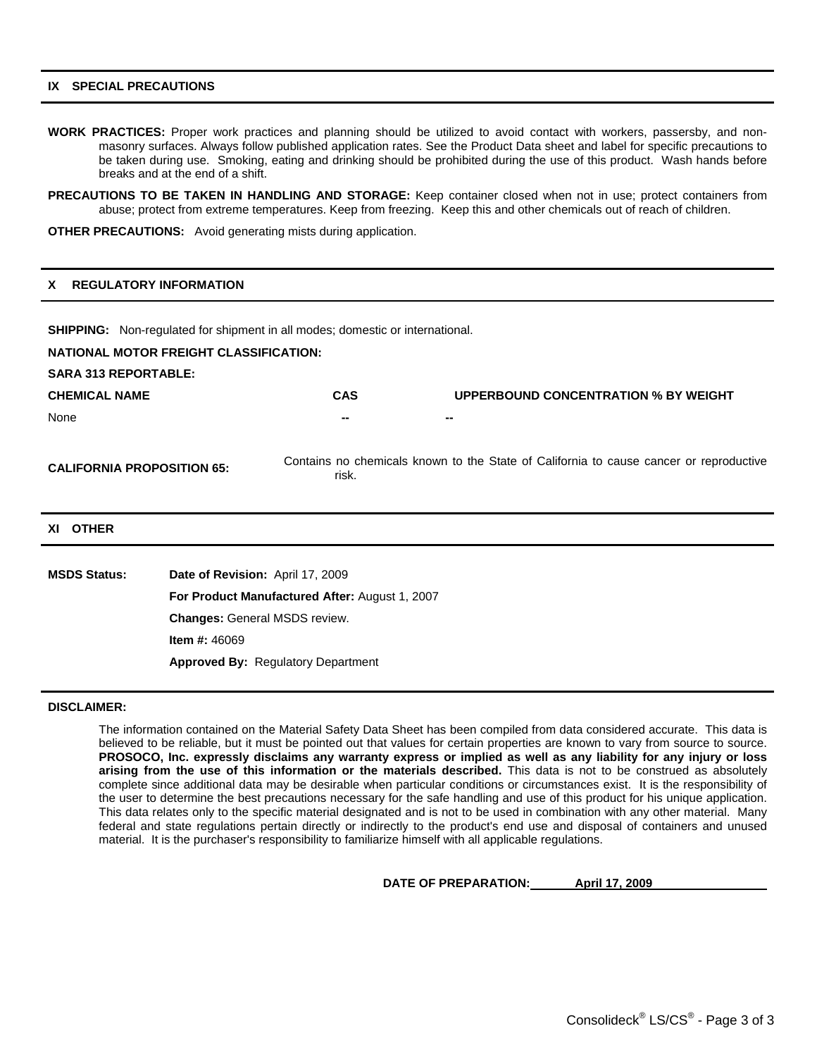## IX SPECIAL PRECAUTIONS

**WORK PRACTICES:** Proper work practices and planning should be utilized to avoid contact with workers, passersby, and non-masonry surfaces. Always follow published application rates. See the Product Data sheet and label for specific precautions to be taken during use. Smoking, eating and drinking should be prohibited during the use of this product. Wash hands before breaks and at the end of a shift.

**PRECAUTIONS TO BE TAKEN IN HANDLING AND STORAGE:** Keep container closed when not in use; protect containers from abuse; protect from extreme temperatures. Keep from freezing. Keep this and other chemicals out of reach of children.

**OTHER PRECAUTIONS:** Avoid generating mists during application.

## X REGULATORY INFORMATION

**SHIPPING:** Non-regulated for shipment in all modes; domestic or international.

**NATIONAL MOTOR FREIGHT CLASSIFICATION:**

**SARA 313 REPORTABLE:**

| CHEMICAL NAME | CAS | UPPERBOUND CONCENTRATION % BY WEIGHT |
|---|---|---|
| None | -- | -- |

**CALIFORNIA PROPOSITION 65:** Contains no chemicals known to the State of California to cause cancer or reproductive risk.

## XI OTHER

**MSDS Status:**

**Date of Revision:** April 17, 2009

**For Product Manufactured After:** August 1, 2007

**Changes:** General MSDS review.

**Item #:** 46069

**Approved By:** Regulatory Department

**DISCLAIMER:**

The information contained on the Material Safety Data Sheet has been compiled from data considered accurate. This data is believed to be reliable, but it must be pointed out that values for certain properties are known to vary from source to source. **PROSOCO, Inc. expressly disclaims any warranty express or implied as well as any liability for any injury or loss arising from the use of this information or the materials described.** This data is not to be construed as absolutely complete since additional data may be desirable when particular conditions or circumstances exist. It is the responsibility of the user to determine the best precautions necessary for the safe handling and use of this product for his unique application. This data relates only to the specific material designated and is not to be used in combination with any other material. Many federal and state regulations pertain directly or indirectly to the product's end use and disposal of containers and unused material. It is the purchaser's responsibility to familiarize himself with all applicable regulations.

**DATE OF PREPARATION: April 17, 2009**